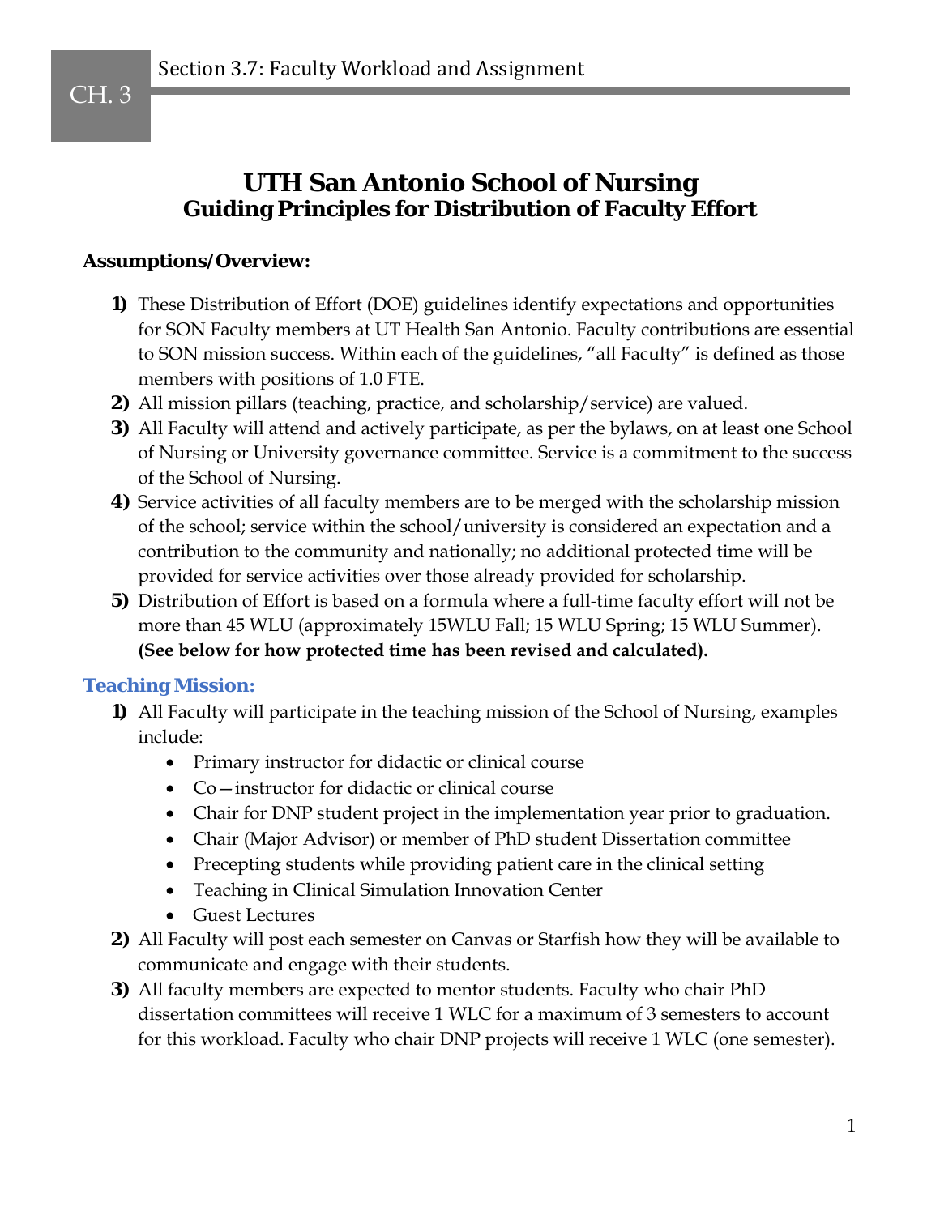# UTH San Antonio School of Nursing
## Guiding Principles for Distribution of Faculty Effort

**Assumptions/Overview:**

1) These Distribution of Effort (DOE) guidelines identify expectations and opportunities for SON Faculty members at UT Health San Antonio. Faculty contributions are essential to SON mission success. Within each of the guidelines, "all Faculty" is defined as those members with positions of 1.0 FTE.
2) All mission pillars (teaching, practice, and scholarship/service) are valued.
3) All Faculty will attend and actively participate, as per the bylaws, on at least one School of Nursing or University governance committee. Service is a commitment to the success of the School of Nursing.
4) Service activities of all faculty members are to be merged with the scholarship mission of the school; service within the school/university is considered an expectation and a contribution to the community and nationally; no additional protected time will be provided for service activities over those already provided for scholarship.
5) Distribution of Effort is based on a formula where a full-time faculty effort will not be more than 45 WLU (approximately 15WLU Fall; 15 WLU Spring; 15 WLU Summer). **(See below for how protected time has been revised and calculated).**

### Teaching Mission:

1) All Faculty will participate in the teaching mission of the School of Nursing, examples include:
   - Primary instructor for didactic or clinical course
   - Co—instructor for didactic or clinical course
   - Chair for DNP student project in the implementation year prior to graduation.
   - Chair (Major Advisor) or member of PhD student Dissertation committee
   - Precepting students while providing patient care in the clinical setting
   - Teaching in Clinical Simulation Innovation Center
   - Guest Lectures
2) All Faculty will post each semester on Canvas or Starfish how they will be available to communicate and engage with their students.
3) All faculty members are expected to mentor students. Faculty who chair PhD dissertation committees will receive 1 WLC for a maximum of 3 semesters to account for this workload. Faculty who chair DNP projects will receive 1 WLC (one semester).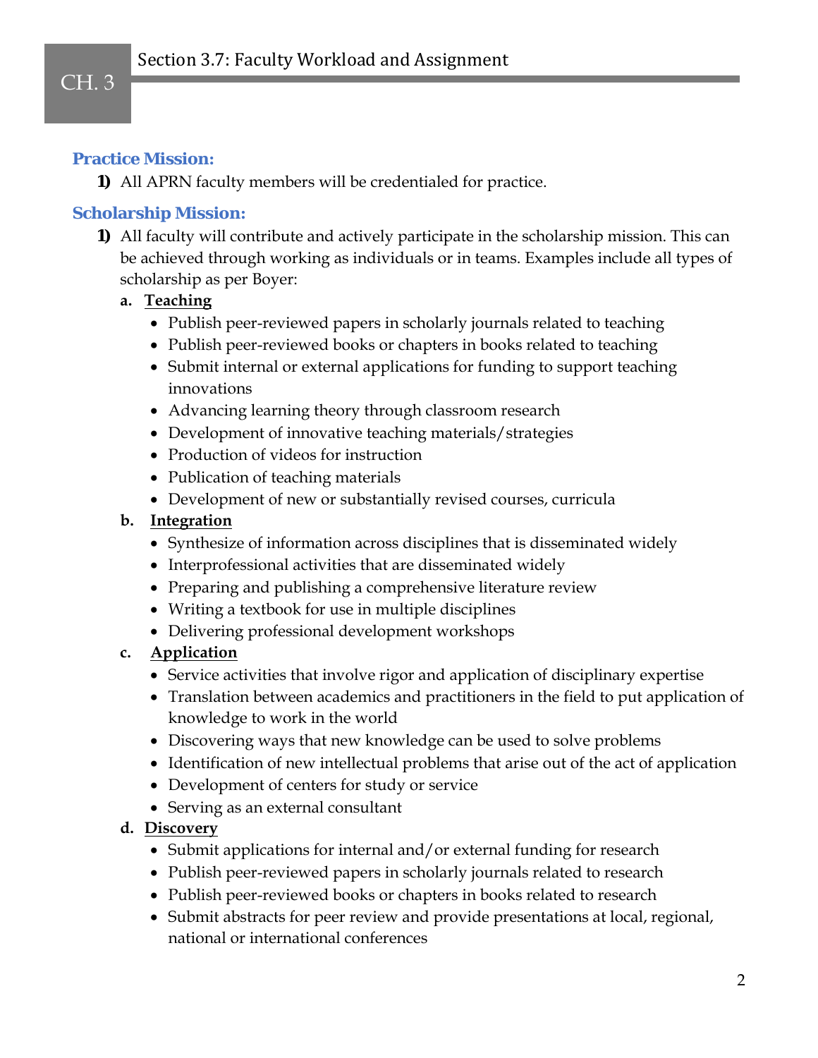### Practice Mission:

1) All APRN faculty members will be credentialed for practice.

### Scholarship Mission:

1) All faculty will contribute and actively participate in the scholarship mission. This can be achieved through working as individuals or in teams. Examples include all types of scholarship as per Boyer:

   a. **Teaching**
      - Publish peer-reviewed papers in scholarly journals related to teaching
      - Publish peer-reviewed books or chapters in books related to teaching
      - Submit internal or external applications for funding to support teaching innovations
      - Advancing learning theory through classroom research
      - Development of innovative teaching materials/strategies
      - Production of videos for instruction
      - Publication of teaching materials
      - Development of new or substantially revised courses, curricula

   b. **Integration**
      - Synthesize of information across disciplines that is disseminated widely
      - Interprofessional activities that are disseminated widely
      - Preparing and publishing a comprehensive literature review
      - Writing a textbook for use in multiple disciplines
      - Delivering professional development workshops

   c. **Application**
      - Service activities that involve rigor and application of disciplinary expertise
      - Translation between academics and practitioners in the field to put application of knowledge to work in the world
      - Discovering ways that new knowledge can be used to solve problems
      - Identification of new intellectual problems that arise out of the act of application
      - Development of centers for study or service
      - Serving as an external consultant

   d. **Discovery**
      - Submit applications for internal and/or external funding for research
      - Publish peer-reviewed papers in scholarly journals related to research
      - Publish peer-reviewed books or chapters in books related to research
      - Submit abstracts for peer review and provide presentations at local, regional, national or international conferences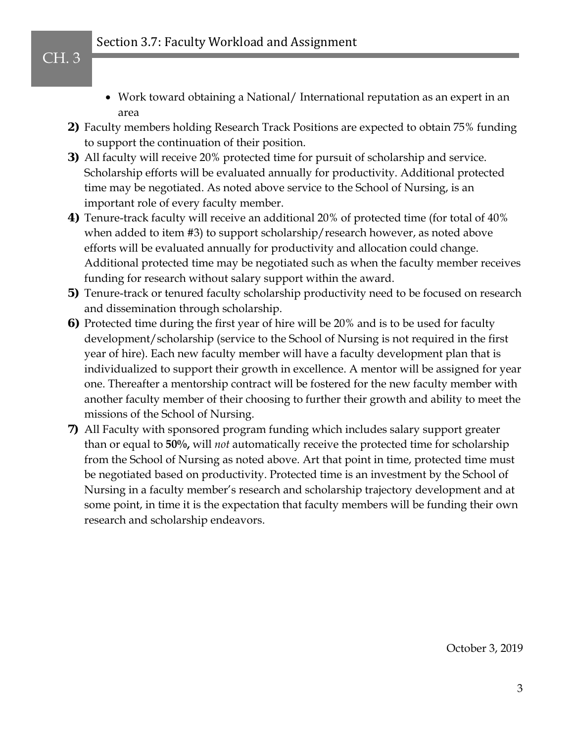- Work toward obtaining a National/ International reputation as an expert in an area

**2)** Faculty members holding Research Track Positions are expected to obtain 75% funding to support the continuation of their position.

**3)** All faculty will receive 20% protected time for pursuit of scholarship and service. Scholarship efforts will be evaluated annually for productivity. Additional protected time may be negotiated. As noted above service to the School of Nursing, is an important role of every faculty member.

**4)** Tenure-track faculty will receive an additional 20% of protected time (for total of 40% when added to item #3) to support scholarship/research however, as noted above efforts will be evaluated annually for productivity and allocation could change. Additional protected time may be negotiated such as when the faculty member receives funding for research without salary support within the award.

**5)** Tenure-track or tenured faculty scholarship productivity need to be focused on research and dissemination through scholarship.

**6)** Protected time during the first year of hire will be 20% and is to be used for faculty development/scholarship (service to the School of Nursing is not required in the first year of hire). Each new faculty member will have a faculty development plan that is individualized to support their growth in excellence. A mentor will be assigned for year one. Thereafter a mentorship contract will be fostered for the new faculty member with another faculty member of their choosing to further their growth and ability to meet the missions of the School of Nursing.

**7)** All Faculty with sponsored program funding which includes salary support greater than or equal to **50%,** will *not* automatically receive the protected time for scholarship from the School of Nursing as noted above. Art that point in time, protected time must be negotiated based on productivity. Protected time is an investment by the School of Nursing in a faculty member's research and scholarship trajectory development and at some point, in time it is the expectation that faculty members will be funding their own research and scholarship endeavors.

October 3, 2019